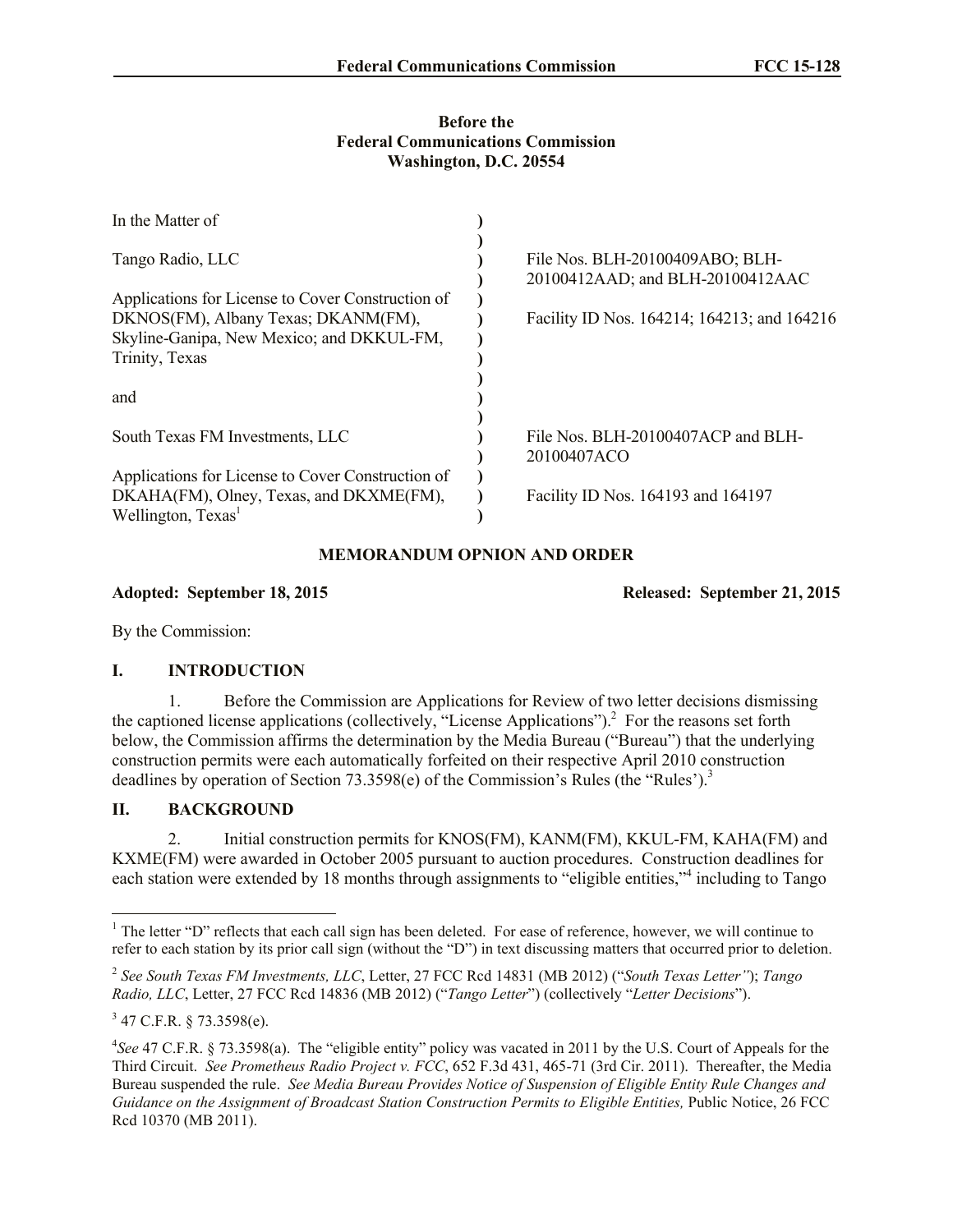**Before the**
**Federal Communications Commission**
**Washington, D.C. 20554**

| | | |
|---|---|---|
| In the Matter of | ) | |
| | ) | |
| Tango Radio, LLC | ) | File Nos. BLH-20100409ABO; BLH-20100412AAD; and BLH-20100412AAC |
| | ) | |
| Applications for License to Cover Construction of DKNOS(FM), Albany Texas; DKANM(FM), Skyline-Ganipa, New Mexico; and DKKUL-FM, Trinity, Texas | ) | Facility ID Nos. 164214; 164213; and 164216 |
| | ) | |
| and | ) | |
| | ) | |
| South Texas FM Investments, LLC | ) | File Nos. BLH-20100407ACP and BLH-20100407ACO |
| | ) | |
| Applications for License to Cover Construction of DKAHA(FM), Olney, Texas, and DKXME(FM), Wellington, Texas[1] | ) | Facility ID Nos. 164193 and 164197 |

**MEMORANDUM OPNION AND ORDER**

**Adopted: September 18, 2015** **Released: September 21, 2015**

By the Commission:

## I. INTRODUCTION

1. Before the Commission are Applications for Review of two letter decisions dismissing the captioned license applications (collectively, "License Applications").[2] For the reasons set forth below, the Commission affirms the determination by the Media Bureau ("Bureau") that the underlying construction permits were each automatically forfeited on their respective April 2010 construction deadlines by operation of Section 73.3598(e) of the Commission's Rules (the "Rules').[3]

## II. BACKGROUND

2. Initial construction permits for KNOS(FM), KANM(FM), KKUL-FM, KAHA(FM) and KXME(FM) were awarded in October 2005 pursuant to auction procedures. Construction deadlines for each station were extended by 18 months through assignments to "eligible entities,"[4] including to Tango

---

[1] The letter "D" reflects that each call sign has been deleted. For ease of reference, however, we will continue to refer to each station by its prior call sign (without the "D") in text discussing matters that occurred prior to deletion.

[2] *See South Texas FM Investments, LLC*, Letter, 27 FCC Rcd 14831 (MB 2012) ("*South Texas Letter"*); *Tango Radio, LLC*, Letter, 27 FCC Rcd 14836 (MB 2012) ("*Tango Letter*") (collectively "*Letter Decisions*").

[3] 47 C.F.R. § 73.3598(e).

[4] *See* 47 C.F.R. § 73.3598(a). The "eligible entity" policy was vacated in 2011 by the U.S. Court of Appeals for the Third Circuit. *See Prometheus Radio Project v. FCC*, 652 F.3d 431, 465-71 (3rd Cir. 2011). Thereafter, the Media Bureau suspended the rule. *See Media Bureau Provides Notice of Suspension of Eligible Entity Rule Changes and Guidance on the Assignment of Broadcast Station Construction Permits to Eligible Entities,* Public Notice, 26 FCC Rcd 10370 (MB 2011).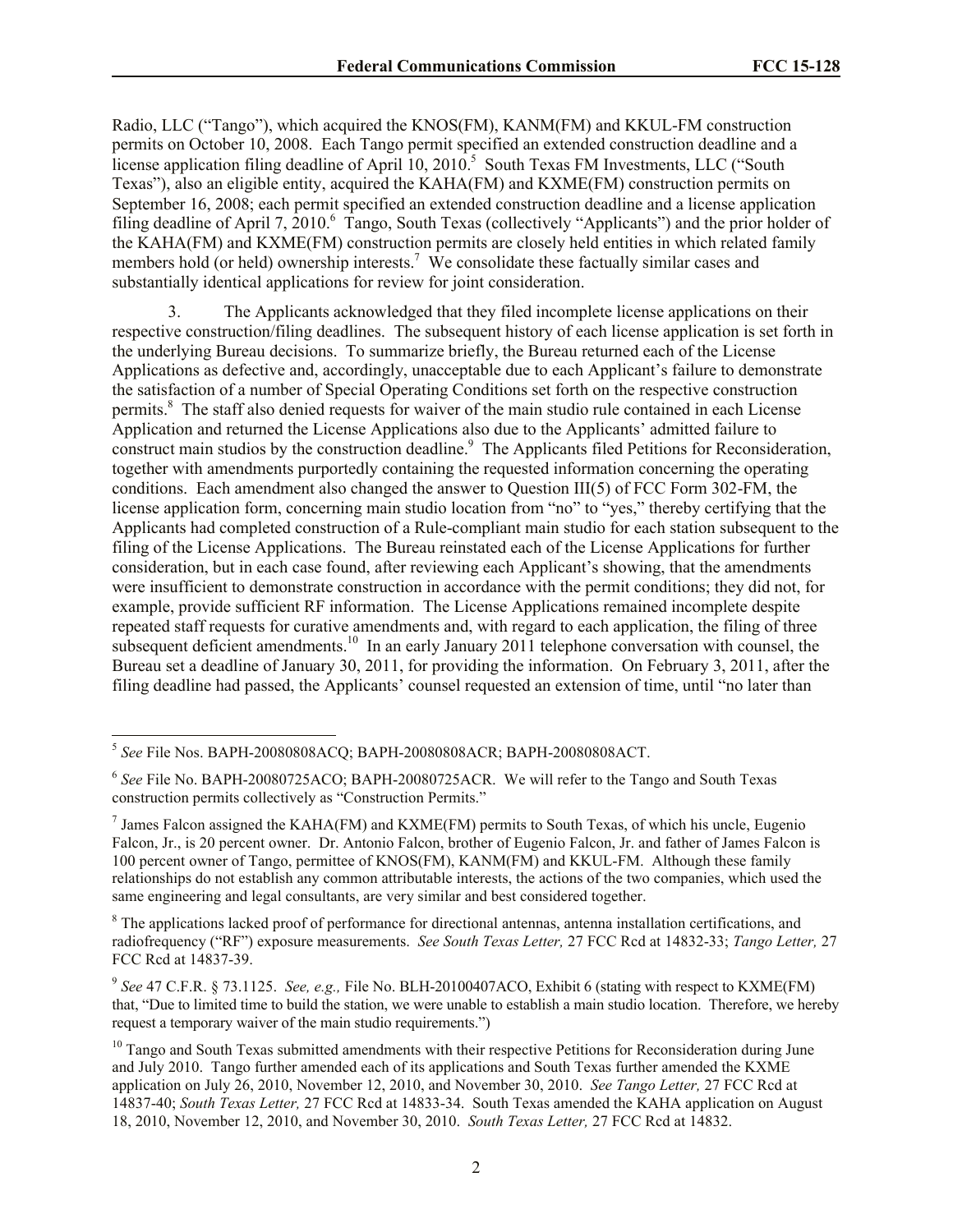Radio, LLC ("Tango"), which acquired the KNOS(FM), KANM(FM) and KKUL-FM construction permits on October 10, 2008. Each Tango permit specified an extended construction deadline and a license application filing deadline of April 10, 2010.[5] South Texas FM Investments, LLC ("South Texas"), also an eligible entity, acquired the KAHA(FM) and KXME(FM) construction permits on September 16, 2008; each permit specified an extended construction deadline and a license application filing deadline of April 7, 2010.[6] Tango, South Texas (collectively "Applicants") and the prior holder of the KAHA(FM) and KXME(FM) construction permits are closely held entities in which related family members hold (or held) ownership interests.[7] We consolidate these factually similar cases and substantially identical applications for review for joint consideration.

3. The Applicants acknowledged that they filed incomplete license applications on their respective construction/filing deadlines. The subsequent history of each license application is set forth in the underlying Bureau decisions. To summarize briefly, the Bureau returned each of the License Applications as defective and, accordingly, unacceptable due to each Applicant's failure to demonstrate the satisfaction of a number of Special Operating Conditions set forth on the respective construction permits.[8] The staff also denied requests for waiver of the main studio rule contained in each License Application and returned the License Applications also due to the Applicants' admitted failure to construct main studios by the construction deadline.[9] The Applicants filed Petitions for Reconsideration, together with amendments purportedly containing the requested information concerning the operating conditions. Each amendment also changed the answer to Question III(5) of FCC Form 302-FM, the license application form, concerning main studio location from "no" to "yes," thereby certifying that the Applicants had completed construction of a Rule-compliant main studio for each station subsequent to the filing of the License Applications. The Bureau reinstated each of the License Applications for further consideration, but in each case found, after reviewing each Applicant's showing, that the amendments were insufficient to demonstrate construction in accordance with the permit conditions; they did not, for example, provide sufficient RF information. The License Applications remained incomplete despite repeated staff requests for curative amendments and, with regard to each application, the filing of three subsequent deficient amendments.[10] In an early January 2011 telephone conversation with counsel, the Bureau set a deadline of January 30, 2011, for providing the information. On February 3, 2011, after the filing deadline had passed, the Applicants' counsel requested an extension of time, until "no later than

---

[5] *See* File Nos. BAPH-20080808ACQ; BAPH-20080808ACR; BAPH-20080808ACT.

[6] *See* File No. BAPH-20080725ACO; BAPH-20080725ACR. We will refer to the Tango and South Texas construction permits collectively as "Construction Permits."

[7] James Falcon assigned the KAHA(FM) and KXME(FM) permits to South Texas, of which his uncle, Eugenio Falcon, Jr., is 20 percent owner. Dr. Antonio Falcon, brother of Eugenio Falcon, Jr. and father of James Falcon is 100 percent owner of Tango, permittee of KNOS(FM), KANM(FM) and KKUL-FM. Although these family relationships do not establish any common attributable interests, the actions of the two companies, which used the same engineering and legal consultants, are very similar and best considered together.

[8] The applications lacked proof of performance for directional antennas, antenna installation certifications, and radiofrequency ("RF") exposure measurements. *See South Texas Letter,* 27 FCC Rcd at 14832-33; *Tango Letter,* 27 FCC Rcd at 14837-39.

[9] *See* 47 C.F.R. § 73.1125. *See, e.g.,* File No. BLH-20100407ACO, Exhibit 6 (stating with respect to KXME(FM) that, "Due to limited time to build the station, we were unable to establish a main studio location. Therefore, we hereby request a temporary waiver of the main studio requirements.")

[10] Tango and South Texas submitted amendments with their respective Petitions for Reconsideration during June and July 2010. Tango further amended each of its applications and South Texas further amended the KXME application on July 26, 2010, November 12, 2010, and November 30, 2010. *See Tango Letter,* 27 FCC Rcd at 14837-40; *South Texas Letter,* 27 FCC Rcd at 14833-34. South Texas amended the KAHA application on August 18, 2010, November 12, 2010, and November 30, 2010. *South Texas Letter,* 27 FCC Rcd at 14832.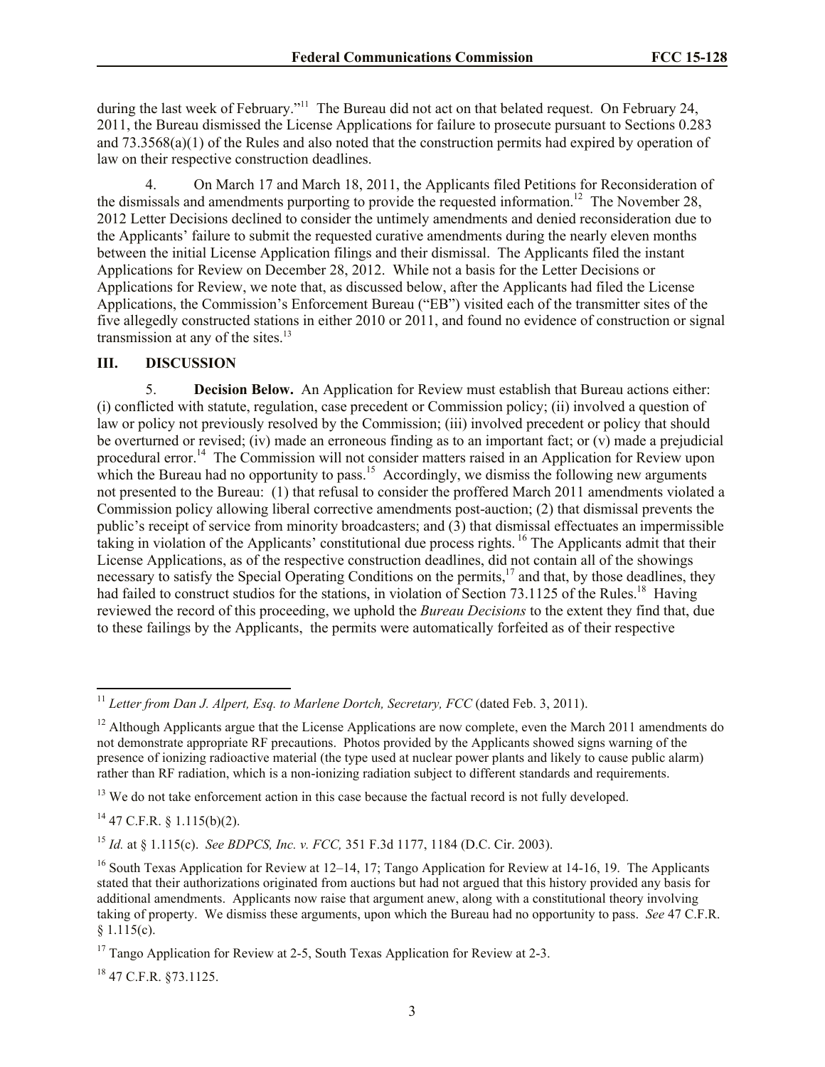during the last week of February."[11] The Bureau did not act on that belated request. On February 24, 2011, the Bureau dismissed the License Applications for failure to prosecute pursuant to Sections 0.283 and 73.3568(a)(1) of the Rules and also noted that the construction permits had expired by operation of law on their respective construction deadlines.

4. On March 17 and March 18, 2011, the Applicants filed Petitions for Reconsideration of the dismissals and amendments purporting to provide the requested information.[12] The November 28, 2012 Letter Decisions declined to consider the untimely amendments and denied reconsideration due to the Applicants' failure to submit the requested curative amendments during the nearly eleven months between the initial License Application filings and their dismissal. The Applicants filed the instant Applications for Review on December 28, 2012. While not a basis for the Letter Decisions or Applications for Review, we note that, as discussed below, after the Applicants had filed the License Applications, the Commission's Enforcement Bureau ("EB") visited each of the transmitter sites of the five allegedly constructed stations in either 2010 or 2011, and found no evidence of construction or signal transmission at any of the sites.[13]

## III. DISCUSSION

5. **Decision Below.** An Application for Review must establish that Bureau actions either: (i) conflicted with statute, regulation, case precedent or Commission policy; (ii) involved a question of law or policy not previously resolved by the Commission; (iii) involved precedent or policy that should be overturned or revised; (iv) made an erroneous finding as to an important fact; or (v) made a prejudicial procedural error.[14] The Commission will not consider matters raised in an Application for Review upon which the Bureau had no opportunity to pass.[15] Accordingly, we dismiss the following new arguments not presented to the Bureau: (1) that refusal to consider the proffered March 2011 amendments violated a Commission policy allowing liberal corrective amendments post-auction; (2) that dismissal prevents the public's receipt of service from minority broadcasters; and (3) that dismissal effectuates an impermissible taking in violation of the Applicants' constitutional due process rights.[16] The Applicants admit that their License Applications, as of the respective construction deadlines, did not contain all of the showings necessary to satisfy the Special Operating Conditions on the permits,[17] and that, by those deadlines, they had failed to construct studios for the stations, in violation of Section 73.1125 of the Rules.[18] Having reviewed the record of this proceeding, we uphold the *Bureau Decisions* to the extent they find that, due to these failings by the Applicants, the permits were automatically forfeited as of their respective

---

[11] *Letter from Dan J. Alpert, Esq. to Marlene Dortch, Secretary, FCC* (dated Feb. 3, 2011).

[12] Although Applicants argue that the License Applications are now complete, even the March 2011 amendments do not demonstrate appropriate RF precautions. Photos provided by the Applicants showed signs warning of the presence of ionizing radioactive material (the type used at nuclear power plants and likely to cause public alarm) rather than RF radiation, which is a non-ionizing radiation subject to different standards and requirements.

[13] We do not take enforcement action in this case because the factual record is not fully developed.

[14] 47 C.F.R. § 1.115(b)(2).

[15] *Id.* at § 1.115(c). *See BDPCS, Inc. v. FCC,* 351 F.3d 1177, 1184 (D.C. Cir. 2003).

[16] South Texas Application for Review at 12–14, 17; Tango Application for Review at 14-16, 19. The Applicants stated that their authorizations originated from auctions but had not argued that this history provided any basis for additional amendments. Applicants now raise that argument anew, along with a constitutional theory involving taking of property. We dismiss these arguments, upon which the Bureau had no opportunity to pass. *See* 47 C.F.R. § 1.115(c).

[17] Tango Application for Review at 2-5, South Texas Application for Review at 2-3.

[18] 47 C.F.R. §73.1125.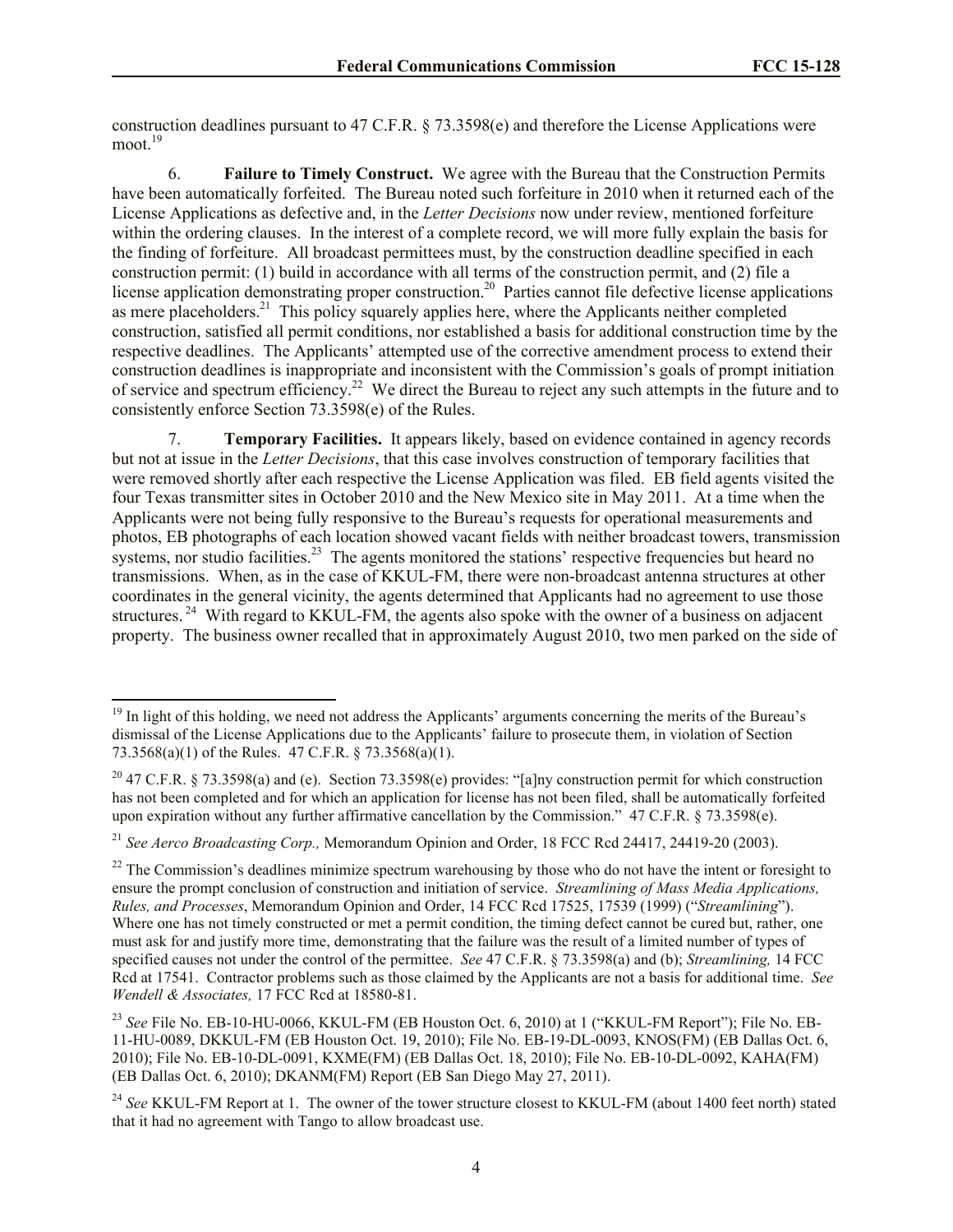construction deadlines pursuant to 47 C.F.R. § 73.3598(e) and therefore the License Applications were moot.[19]

6. **Failure to Timely Construct.** We agree with the Bureau that the Construction Permits have been automatically forfeited. The Bureau noted such forfeiture in 2010 when it returned each of the License Applications as defective and, in the *Letter Decisions* now under review, mentioned forfeiture within the ordering clauses. In the interest of a complete record, we will more fully explain the basis for the finding of forfeiture. All broadcast permittees must, by the construction deadline specified in each construction permit: (1) build in accordance with all terms of the construction permit, and (2) file a license application demonstrating proper construction.[20] Parties cannot file defective license applications as mere placeholders.[21] This policy squarely applies here, where the Applicants neither completed construction, satisfied all permit conditions, nor established a basis for additional construction time by the respective deadlines. The Applicants' attempted use of the corrective amendment process to extend their construction deadlines is inappropriate and inconsistent with the Commission's goals of prompt initiation of service and spectrum efficiency.[22] We direct the Bureau to reject any such attempts in the future and to consistently enforce Section 73.3598(e) of the Rules.

7. **Temporary Facilities.** It appears likely, based on evidence contained in agency records but not at issue in the *Letter Decisions*, that this case involves construction of temporary facilities that were removed shortly after each respective the License Application was filed. EB field agents visited the four Texas transmitter sites in October 2010 and the New Mexico site in May 2011. At a time when the Applicants were not being fully responsive to the Bureau's requests for operational measurements and photos, EB photographs of each location showed vacant fields with neither broadcast towers, transmission systems, nor studio facilities.[23] The agents monitored the stations' respective frequencies but heard no transmissions. When, as in the case of KKUL-FM, there were non-broadcast antenna structures at other coordinates in the general vicinity, the agents determined that Applicants had no agreement to use those structures.[24] With regard to KKUL-FM, the agents also spoke with the owner of a business on adjacent property. The business owner recalled that in approximately August 2010, two men parked on the side of

---

[19] In light of this holding, we need not address the Applicants' arguments concerning the merits of the Bureau's dismissal of the License Applications due to the Applicants' failure to prosecute them, in violation of Section 73.3568(a)(1) of the Rules. 47 C.F.R. § 73.3568(a)(1).

[20] 47 C.F.R. § 73.3598(a) and (e). Section 73.3598(e) provides: "[a]ny construction permit for which construction has not been completed and for which an application for license has not been filed, shall be automatically forfeited upon expiration without any further affirmative cancellation by the Commission." 47 C.F.R. § 73.3598(e).

[21] *See Aerco Broadcasting Corp.,* Memorandum Opinion and Order, 18 FCC Rcd 24417, 24419-20 (2003).

[22] The Commission's deadlines minimize spectrum warehousing by those who do not have the intent or foresight to ensure the prompt conclusion of construction and initiation of service. *Streamlining of Mass Media Applications, Rules, and Processes*, Memorandum Opinion and Order, 14 FCC Rcd 17525, 17539 (1999) ("*Streamlining*"). Where one has not timely constructed or met a permit condition, the timing defect cannot be cured but, rather, one must ask for and justify more time, demonstrating that the failure was the result of a limited number of types of specified causes not under the control of the permittee. *See* 47 C.F.R. § 73.3598(a) and (b); *Streamlining,* 14 FCC Rcd at 17541. Contractor problems such as those claimed by the Applicants are not a basis for additional time. *See Wendell & Associates,* 17 FCC Rcd at 18580-81.

[23] *See* File No. EB-10-HU-0066, KKUL-FM (EB Houston Oct. 6, 2010) at 1 ("KKUL-FM Report"); File No. EB-11-HU-0089, DKKUL-FM (EB Houston Oct. 19, 2010); File No. EB-19-DL-0093, KNOS(FM) (EB Dallas Oct. 6, 2010); File No. EB-10-DL-0091, KXME(FM) (EB Dallas Oct. 18, 2010); File No. EB-10-DL-0092, KAHA(FM) (EB Dallas Oct. 6, 2010); DKANM(FM) Report (EB San Diego May 27, 2011).

[24] *See* KKUL-FM Report at 1. The owner of the tower structure closest to KKUL-FM (about 1400 feet north) stated that it had no agreement with Tango to allow broadcast use.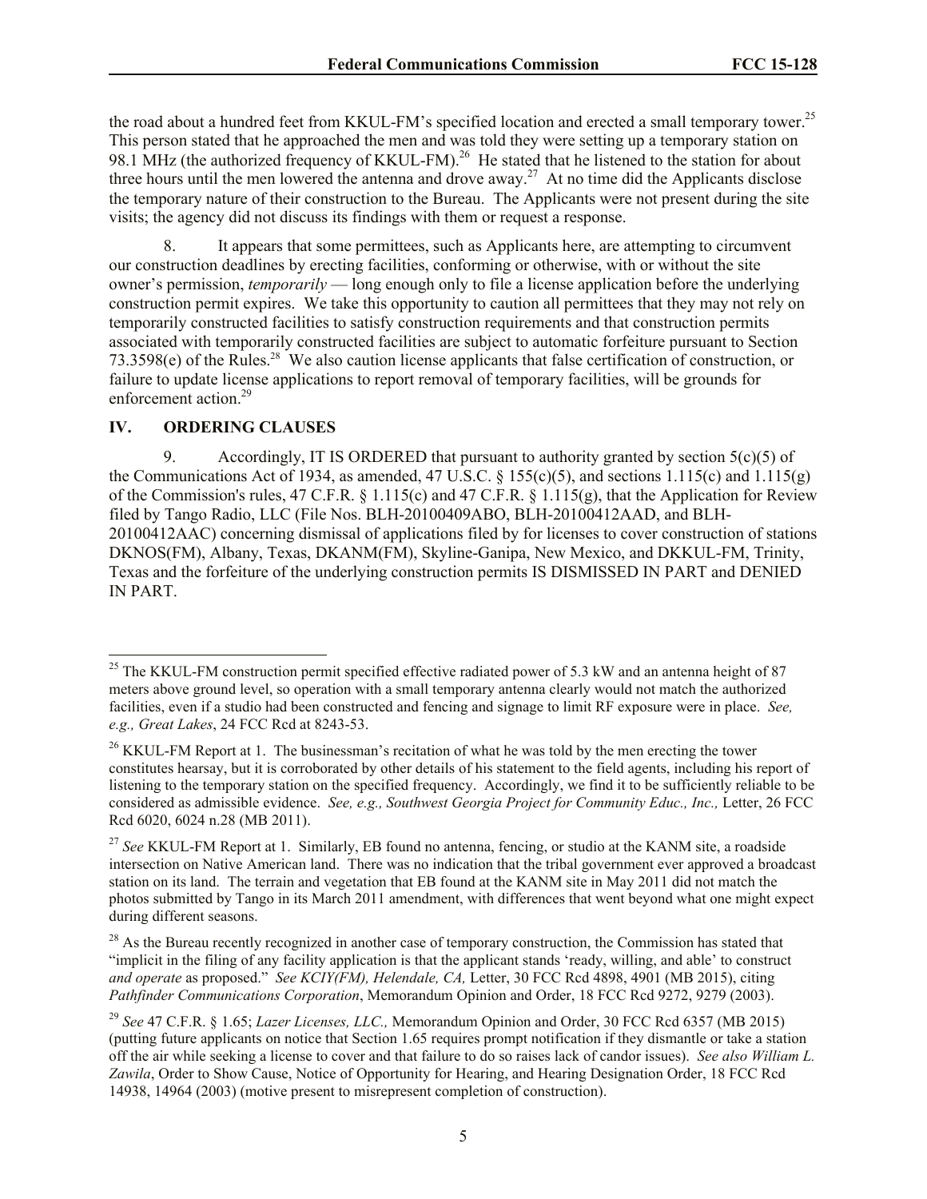the road about a hundred feet from KKUL-FM's specified location and erected a small temporary tower.[25] This person stated that he approached the men and was told they were setting up a temporary station on 98.1 MHz (the authorized frequency of KKUL-FM).[26] He stated that he listened to the station for about three hours until the men lowered the antenna and drove away.[27] At no time did the Applicants disclose the temporary nature of their construction to the Bureau. The Applicants were not present during the site visits; the agency did not discuss its findings with them or request a response.

8. It appears that some permittees, such as Applicants here, are attempting to circumvent our construction deadlines by erecting facilities, conforming or otherwise, with or without the site owner's permission, *temporarily* — long enough only to file a license application before the underlying construction permit expires. We take this opportunity to caution all permittees that they may not rely on temporarily constructed facilities to satisfy construction requirements and that construction permits associated with temporarily constructed facilities are subject to automatic forfeiture pursuant to Section 73.3598(e) of the Rules.[28] We also caution license applicants that false certification of construction, or failure to update license applications to report removal of temporary facilities, will be grounds for enforcement action.[29]

## IV. ORDERING CLAUSES

9. Accordingly, IT IS ORDERED that pursuant to authority granted by section 5(c)(5) of the Communications Act of 1934, as amended, 47 U.S.C. § 155(c)(5), and sections 1.115(c) and 1.115(g) of the Commission's rules, 47 C.F.R. § 1.115(c) and 47 C.F.R. § 1.115(g), that the Application for Review filed by Tango Radio, LLC (File Nos. BLH-20100409ABO, BLH-20100412AAD, and BLH-20100412AAC) concerning dismissal of applications filed by for licenses to cover construction of stations DKNOS(FM), Albany, Texas, DKANM(FM), Skyline-Ganipa, New Mexico, and DKKUL-FM, Trinity, Texas and the forfeiture of the underlying construction permits IS DISMISSED IN PART and DENIED IN PART.

---

[25] The KKUL-FM construction permit specified effective radiated power of 5.3 kW and an antenna height of 87 meters above ground level, so operation with a small temporary antenna clearly would not match the authorized facilities, even if a studio had been constructed and fencing and signage to limit RF exposure were in place. *See, e.g., Great Lakes*, 24 FCC Rcd at 8243-53.

[26] KKUL-FM Report at 1. The businessman's recitation of what he was told by the men erecting the tower constitutes hearsay, but it is corroborated by other details of his statement to the field agents, including his report of listening to the temporary station on the specified frequency. Accordingly, we find it to be sufficiently reliable to be considered as admissible evidence. *See, e.g., Southwest Georgia Project for Community Educ., Inc.,* Letter, 26 FCC Rcd 6020, 6024 n.28 (MB 2011).

[27] *See* KKUL-FM Report at 1. Similarly, EB found no antenna, fencing, or studio at the KANM site, a roadside intersection on Native American land. There was no indication that the tribal government ever approved a broadcast station on its land. The terrain and vegetation that EB found at the KANM site in May 2011 did not match the photos submitted by Tango in its March 2011 amendment, with differences that went beyond what one might expect during different seasons.

[28] As the Bureau recently recognized in another case of temporary construction, the Commission has stated that "implicit in the filing of any facility application is that the applicant stands 'ready, willing, and able' to construct *and operate* as proposed." *See KCIY(FM), Helendale, CA,* Letter, 30 FCC Rcd 4898, 4901 (MB 2015), citing *Pathfinder Communications Corporation*, Memorandum Opinion and Order, 18 FCC Rcd 9272, 9279 (2003).

[29] *See* 47 C.F.R. § 1.65; *Lazer Licenses, LLC.,* Memorandum Opinion and Order, 30 FCC Rcd 6357 (MB 2015) (putting future applicants on notice that Section 1.65 requires prompt notification if they dismantle or take a station off the air while seeking a license to cover and that failure to do so raises lack of candor issues). *See also William L. Zawila*, Order to Show Cause, Notice of Opportunity for Hearing, and Hearing Designation Order, 18 FCC Rcd 14938, 14964 (2003) (motive present to misrepresent completion of construction).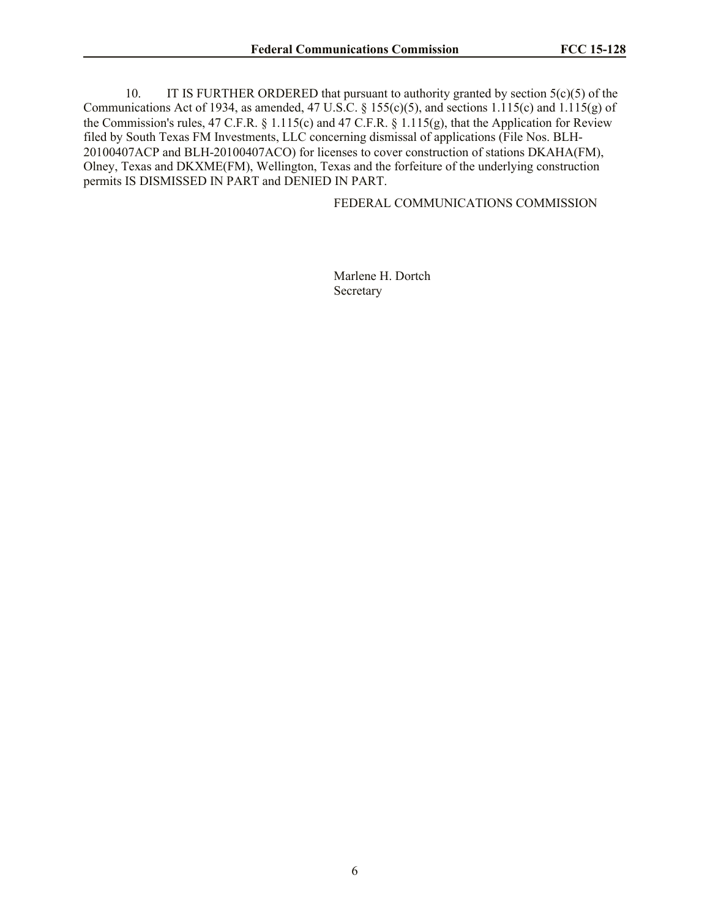10. IT IS FURTHER ORDERED that pursuant to authority granted by section 5(c)(5) of the Communications Act of 1934, as amended, 47 U.S.C. § 155(c)(5), and sections 1.115(c) and 1.115(g) of the Commission's rules, 47 C.F.R. § 1.115(c) and 47 C.F.R. § 1.115(g), that the Application for Review filed by South Texas FM Investments, LLC concerning dismissal of applications (File Nos. BLH-20100407ACP and BLH-20100407ACO) for licenses to cover construction of stations DKAHA(FM), Olney, Texas and DKXME(FM), Wellington, Texas and the forfeiture of the underlying construction permits IS DISMISSED IN PART and DENIED IN PART.

FEDERAL COMMUNICATIONS COMMISSION

Marlene H. Dortch
Secretary